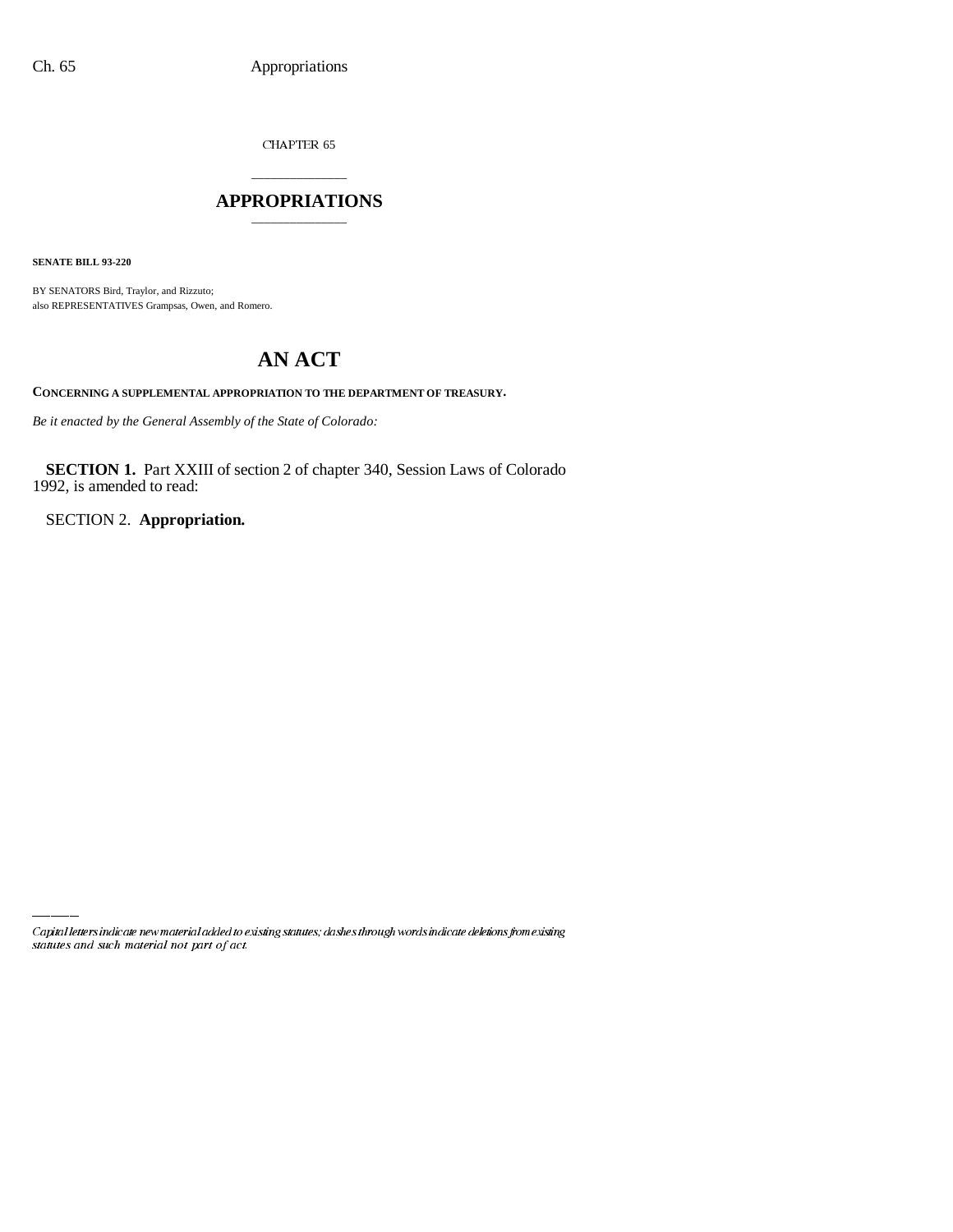CHAPTER 65

# APPROPRIATIONS

**SENATE BILL 93-220**

BY SENATORS Bird, Traylor, and Rizzuto;
also REPRESENTATIVES Grampsas, Owen, and Romero.

# AN ACT

**CONCERNING A SUPPLEMENTAL APPROPRIATION TO THE DEPARTMENT OF TREASURY.**

*Be it enacted by the General Assembly of the State of Colorado:*

**SECTION 1.** Part XXIII of section 2 of chapter 340, Session Laws of Colorado 1992, is amended to read:

SECTION 2. **Appropriation.**

*Capital letters indicate new material added to existing statutes; dashes through words indicate deletions from existing statutes and such material not part of act.*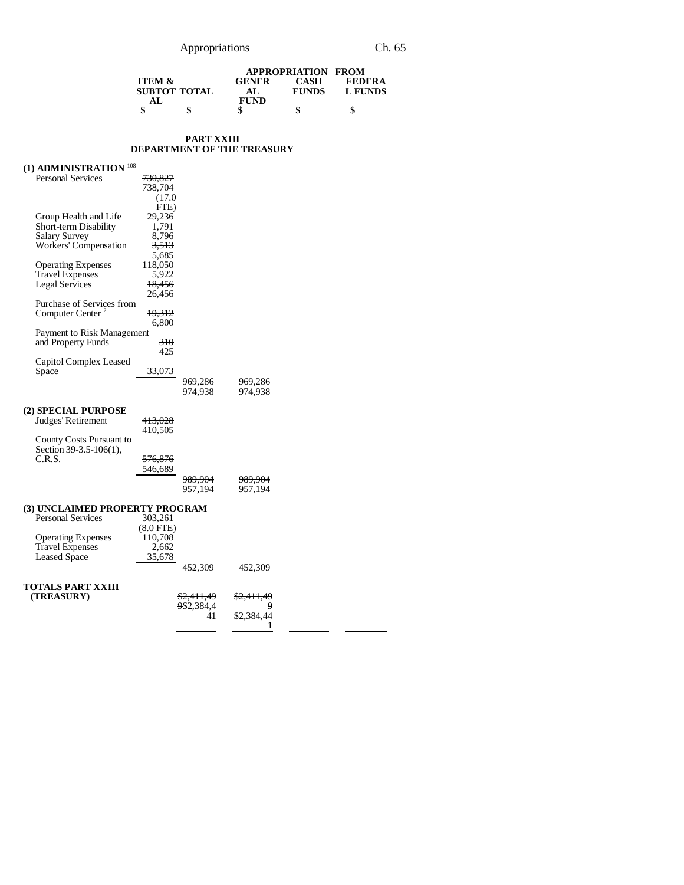| | APPROPRIATION FROM | | | | |
|---|---|---|---|---|---|
| | ITEM & SUBTOTAL | TOTAL | GENERAL FUND | CASH FUNDS | FEDERAL FUNDS |
| | $ | $ | $ | $ | $ |

## PART XXIII
## DEPARTMENT OF THE TREASURY

| | ITEM & SUBTOTAL | TOTAL | GENERAL FUND | CASH FUNDS | FEDERAL FUNDS |
|---|---|---|---|---|---|
| **(1) ADMINISTRATION** [108] | | | | | |
| Personal Services | ~~730,827~~ 738,704 (17.0 FTE) | | | | |
| Group Health and Life | 29,236 | | | | |
| Short-term Disability | 1,791 | | | | |
| Salary Survey | 8,796 | | | | |
| Workers' Compensation | ~~3,513~~ 5,685 | | | | |
| Operating Expenses | 118,050 | | | | |
| Travel Expenses | 5,922 | | | | |
| Legal Services | ~~18,456~~ 26,456 | | | | |
| Purchase of Services from Computer Center [2] | ~~19,312~~ 6,800 | | | | |
| Payment to Risk Management and Property Funds | ~~310~~ 425 | | | | |
| Capitol Complex Leased Space | 33,073 | | | | |
| | | ~~969,286~~ 974,938 | ~~969,286~~ 974,938 | | |
| **(2) SPECIAL PURPOSE** | | | | | |
| Judges' Retirement | ~~413,028~~ 410,505 | | | | |
| County Costs Pursuant to Section 39-3.5-106(1), C.R.S. | ~~576,876~~ 546,689 | | | | |
| | | ~~989,904~~ 957,194 | ~~989,904~~ 957,194 | | |
| **(3) UNCLAIMED PROPERTY PROGRAM** | | | | | |
| Personal Services | 303,261 (8.0 FTE) | | | | |
| Operating Expenses | 110,708 | | | | |
| Travel Expenses | 2,662 | | | | |
| Leased Space | 35,678 | | | | |
| | | 452,309 | 452,309 | | |
| **TOTALS PART XXIII (TREASURY)** | | ~~$2,411,499~~ $2,384,441 | ~~$2,411,499~~ $2,384,441 | | |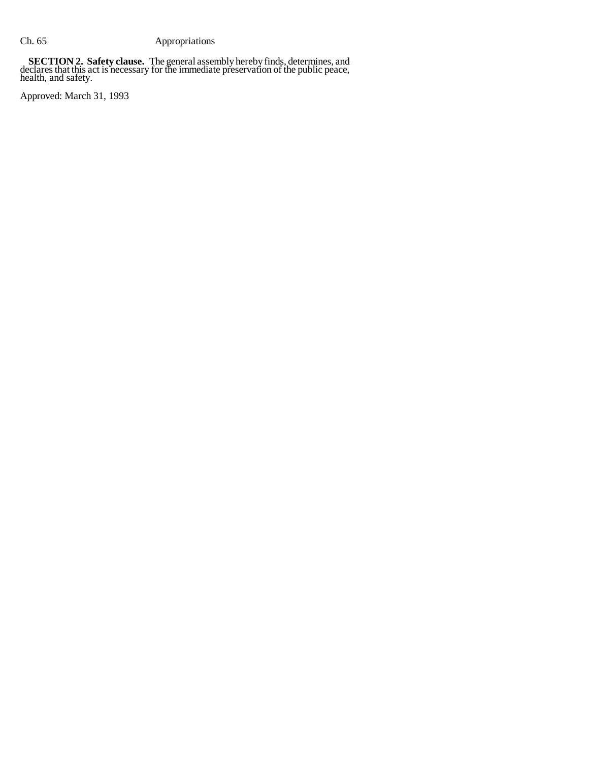**SECTION 2. Safety clause.** The general assembly hereby finds, determines, and declares that this act is necessary for the immediate preservation of the public peace, health, and safety.

Approved: March 31, 1993